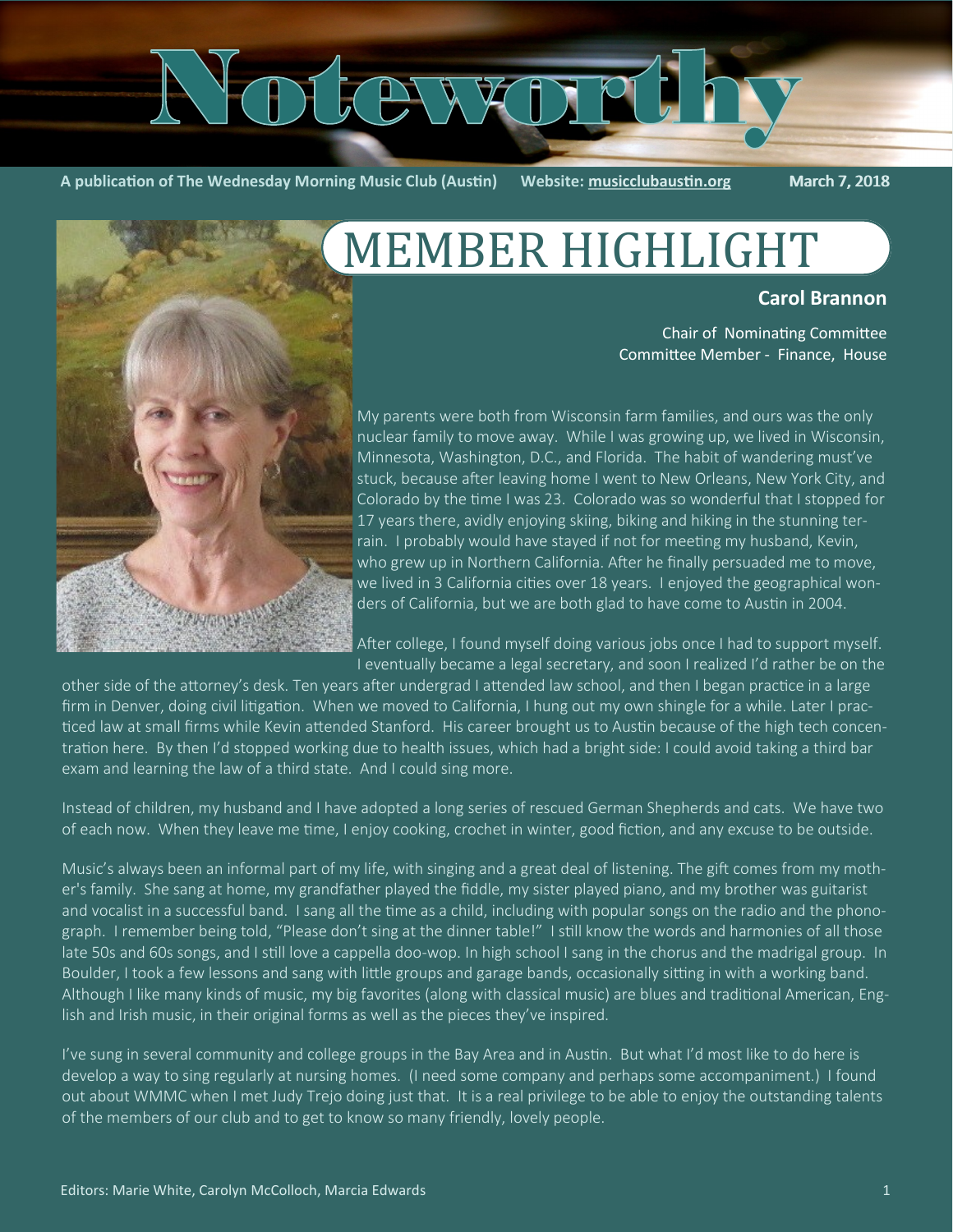# Noteworthy

A publication of The Wednesday Morning Music Club (Austin)     Website: musicclubaustin.org     March 7, 2018

## MEMBER HIGHLIGHT

### Carol Brannon

Chair of Nominating Committee
Committee Member - Finance, House

My parents were both from Wisconsin farm families, and ours was the only nuclear family to move away. While I was growing up, we lived in Wisconsin, Minnesota, Washington, D.C., and Florida. The habit of wandering must've stuck, because after leaving home I went to New Orleans, New York City, and Colorado by the time I was 23. Colorado was so wonderful that I stopped for 17 years there, avidly enjoying skiing, biking and hiking in the stunning terrain. I probably would have stayed if not for meeting my husband, Kevin, who grew up in Northern California. After he finally persuaded me to move, we lived in 3 California cities over 18 years. I enjoyed the geographical wonders of California, but we are both glad to have come to Austin in 2004.

After college, I found myself doing various jobs once I had to support myself. I eventually became a legal secretary, and soon I realized I'd rather be on the other side of the attorney's desk. Ten years after undergrad I attended law school, and then I began practice in a large firm in Denver, doing civil litigation. When we moved to California, I hung out my own shingle for a while. Later I practiced law at small firms while Kevin attended Stanford. His career brought us to Austin because of the high tech concentration here. By then I'd stopped working due to health issues, which had a bright side: I could avoid taking a third bar exam and learning the law of a third state. And I could sing more.

Instead of children, my husband and I have adopted a long series of rescued German Shepherds and cats. We have two of each now. When they leave me time, I enjoy cooking, crochet in winter, good fiction, and any excuse to be outside.

Music's always been an informal part of my life, with singing and a great deal of listening. The gift comes from my mother's family. She sang at home, my grandfather played the fiddle, my sister played piano, and my brother was guitarist and vocalist in a successful band. I sang all the time as a child, including with popular songs on the radio and the phonograph. I remember being told, "Please don't sing at the dinner table!" I still know the words and harmonies of all those late 50s and 60s songs, and I still love a cappella doo-wop. In high school I sang in the chorus and the madrigal group. In Boulder, I took a few lessons and sang with little groups and garage bands, occasionally sitting in with a working band. Although I like many kinds of music, my big favorites (along with classical music) are blues and traditional American, English and Irish music, in their original forms as well as the pieces they've inspired.

I've sung in several community and college groups in the Bay Area and in Austin. But what I'd most like to do here is develop a way to sing regularly at nursing homes. (I need some company and perhaps some accompaniment.) I found out about WMMC when I met Judy Trejo doing just that. It is a real privilege to be able to enjoy the outstanding talents of the members of our club and to get to know so many friendly, lovely people.

Editors: Marie White, Carolyn McColloch, Marcia Edwards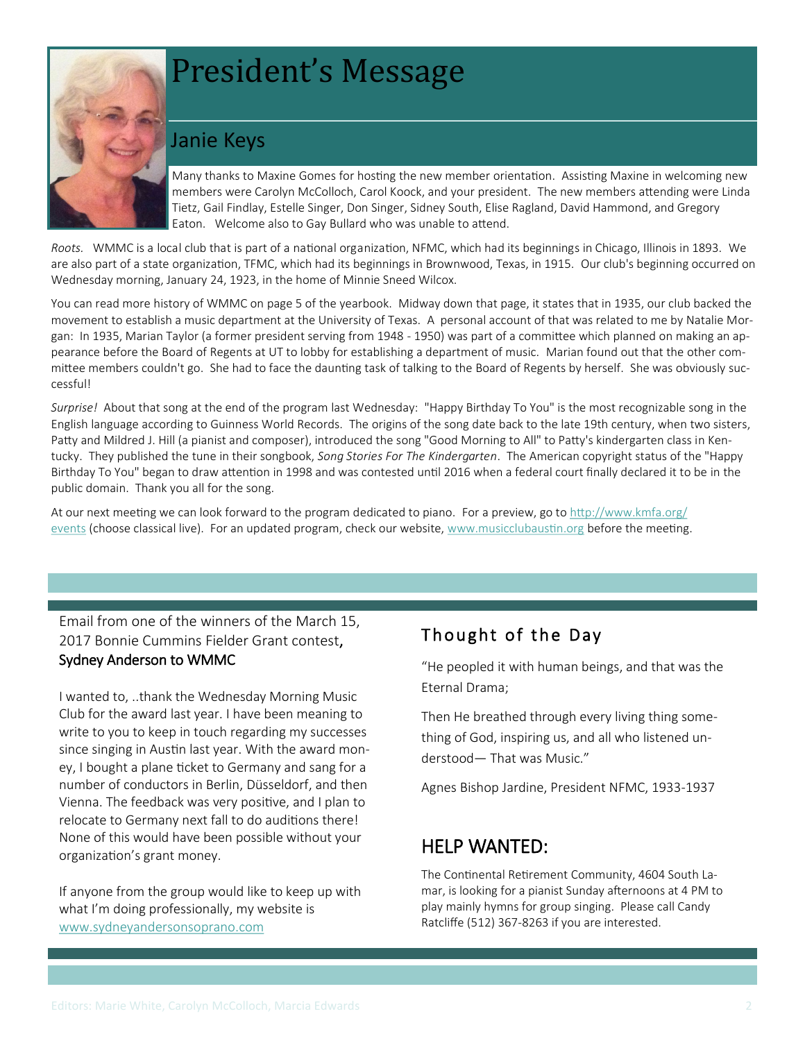# President's Message

## Janie Keys

Many thanks to Maxine Gomes for hosting the new member orientation. Assisting Maxine in welcoming new members were Carolyn McColloch, Carol Koock, and your president. The new members attending were Linda Tietz, Gail Findlay, Estelle Singer, Don Singer, Sidney South, Elise Ragland, David Hammond, and Gregory Eaton. Welcome also to Gay Bullard who was unable to attend.

*Roots.* WMMC is a local club that is part of a national organization, NFMC, which had its beginnings in Chicago, Illinois in 1893. We are also part of a state organization, TFMC, which had its beginnings in Brownwood, Texas, in 1915. Our club's beginning occurred on Wednesday morning, January 24, 1923, in the home of Minnie Sneed Wilcox.

You can read more history of WMMC on page 5 of the yearbook. Midway down that page, it states that in 1935, our club backed the movement to establish a music department at the University of Texas. A personal account of that was related to me by Natalie Morgan: In 1935, Marian Taylor (a former president serving from 1948 - 1950) was part of a committee which planned on making an appearance before the Board of Regents at UT to lobby for establishing a department of music. Marian found out that the other committee members couldn't go. She had to face the daunting task of talking to the Board of Regents by herself. She was obviously successful!

*Surprise!* About that song at the end of the program last Wednesday: "Happy Birthday To You" is the most recognizable song in the English language according to Guinness World Records. The origins of the song date back to the late 19th century, when two sisters, Patty and Mildred J. Hill (a pianist and composer), introduced the song "Good Morning to All" to Patty's kindergarten class in Kentucky. They published the tune in their songbook, *Song Stories For The Kindergarten*. The American copyright status of the "Happy Birthday To You" began to draw attention in 1998 and was contested until 2016 when a federal court finally declared it to be in the public domain. Thank you all for the song.

At our next meeting we can look forward to the program dedicated to piano. For a preview, go to http://www.kmfa.org/events (choose classical live). For an updated program, check our website, www.musicclubaustin.org before the meeting.

Email from one of the winners of the March 15, 2017 Bonnie Cummins Fielder Grant contest, **Sydney Anderson to WMMC**

I wanted to, ..thank the Wednesday Morning Music Club for the award last year. I have been meaning to write to you to keep in touch regarding my successes since singing in Austin last year. With the award money, I bought a plane ticket to Germany and sang for a number of conductors in Berlin, Düsseldorf, and then Vienna. The feedback was very positive, and I plan to relocate to Germany next fall to do auditions there! None of this would have been possible without your organization's grant money.

If anyone from the group would like to keep up with what I'm doing professionally, my website is www.sydneyandersonsoprano.com

## Thought of the Day

"He peopled it with human beings, and that was the Eternal Drama;

Then He breathed through every living thing something of God, inspiring us, and all who listened understood— That was Music."

Agnes Bishop Jardine, President NFMC, 1933-1937

## HELP WANTED:

The Continental Retirement Community, 4604 South Lamar, is looking for a pianist Sunday afternoons at 4 PM to play mainly hymns for group singing. Please call Candy Ratcliffe (512) 367-8263 if you are interested.

Editors: Marie White, Carolyn McColloch, Marcia Edwards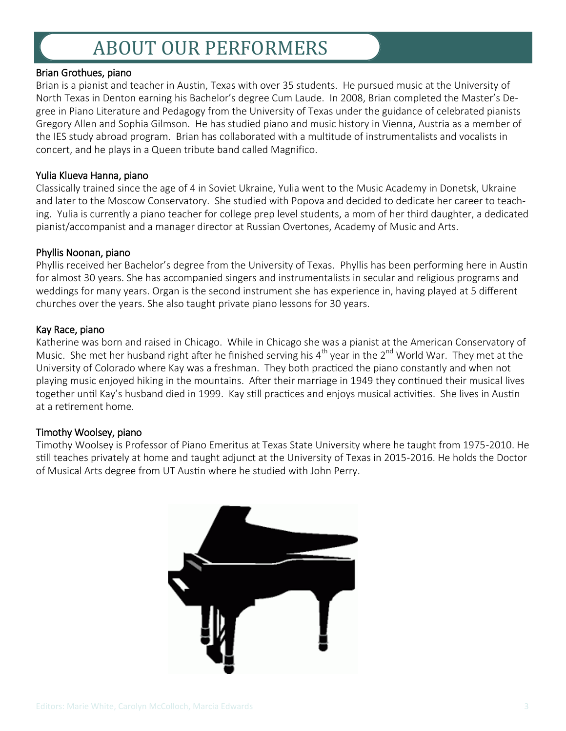# ABOUT OUR PERFORMERS

### Brian Grothues, piano

Brian is a pianist and teacher in Austin, Texas with over 35 students. He pursued music at the University of North Texas in Denton earning his Bachelor's degree Cum Laude. In 2008, Brian completed the Master's Degree in Piano Literature and Pedagogy from the University of Texas under the guidance of celebrated pianists Gregory Allen and Sophia Gilmson. He has studied piano and music history in Vienna, Austria as a member of the IES study abroad program. Brian has collaborated with a multitude of instrumentalists and vocalists in concert, and he plays in a Queen tribute band called Magnifico.

### Yulia Klueva Hanna, piano

Classically trained since the age of 4 in Soviet Ukraine, Yulia went to the Music Academy in Donetsk, Ukraine and later to the Moscow Conservatory. She studied with Popova and decided to dedicate her career to teaching. Yulia is currently a piano teacher for college prep level students, a mom of her third daughter, a dedicated pianist/accompanist and a manager director at Russian Overtones, Academy of Music and Arts.

### Phyllis Noonan, piano

Phyllis received her Bachelor's degree from the University of Texas. Phyllis has been performing here in Austin for almost 30 years. She has accompanied singers and instrumentalists in secular and religious programs and weddings for many years. Organ is the second instrument she has experience in, having played at 5 different churches over the years. She also taught private piano lessons for 30 years.

### Kay Race, piano

Katherine was born and raised in Chicago. While in Chicago she was a pianist at the American Conservatory of Music. She met her husband right after he finished serving his 4th year in the 2nd World War. They met at the University of Colorado where Kay was a freshman. They both practiced the piano constantly and when not playing music enjoyed hiking in the mountains. After their marriage in 1949 they continued their musical lives together until Kay's husband died in 1999. Kay still practices and enjoys musical activities. She lives in Austin at a retirement home.

### Timothy Woolsey, piano

Timothy Woolsey is Professor of Piano Emeritus at Texas State University where he taught from 1975-2010. He still teaches privately at home and taught adjunct at the University of Texas in 2015-2016. He holds the Doctor of Musical Arts degree from UT Austin where he studied with John Perry.

Editors: Marie White, Carolyn McColloch, Marcia Edwards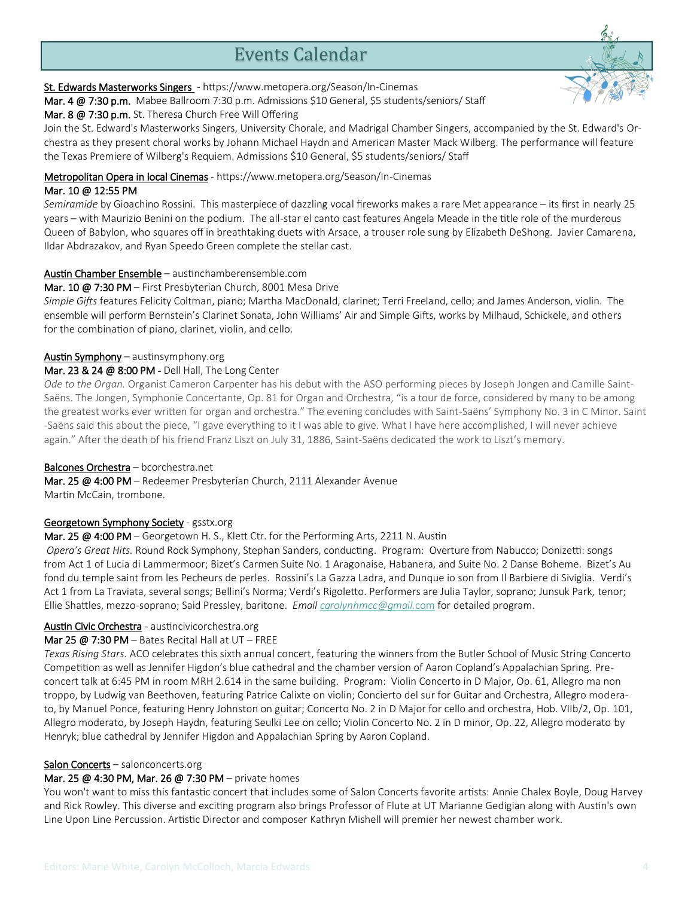# Events Calendar

St. Edwards Masterworks Singers - https://www.metopera.org/Season/In-Cinemas

**Mar. 4 @ 7:30 p.m.** Mabee Ballroom 7:30 p.m. Admissions $10 General, $5 students/seniors/ Staff

**Mar. 8 @ 7:30 p.m.** St. Theresa Church Free Will Offering

Join the St. Edward's Masterworks Singers, University Chorale, and Madrigal Chamber Singers, accompanied by the St. Edward's Orchestra as they present choral works by Johann Michael Haydn and American Master Mack Wilberg. The performance will feature the Texas Premiere of Wilberg's Requiem. Admissions $10 General, $5 students/seniors/ Staff

Metropolitan Opera in local Cinemas - https://www.metopera.org/Season/In-Cinemas

**Mar. 10 @ 12:55 PM**

*Semiramide* by Gioachino Rossini. This masterpiece of dazzling vocal fireworks makes a rare Met appearance – its first in nearly 25 years – with Maurizio Benini on the podium. The all-star el canto cast features Angela Meade in the title role of the murderous Queen of Babylon, who squares off in breathtaking duets with Arsace, a trouser role sung by Elizabeth DeShong. Javier Camarena, Ildar Abdrazakov, and Ryan Speedo Green complete the stellar cast.

Austin Chamber Ensemble – austinchamberensemble.com

**Mar. 10 @ 7:30 PM** – First Presbyterian Church, 8001 Mesa Drive

*Simple Gifts* features Felicity Coltman, piano; Martha MacDonald, clarinet; Terri Freeland, cello; and James Anderson, violin. The ensemble will perform Bernstein's Clarinet Sonata, John Williams' Air and Simple Gifts, works by Milhaud, Schickele, and others for the combination of piano, clarinet, violin, and cello.

Austin Symphony – austinsymphony.org

**Mar. 23 & 24 @ 8:00 PM** - Dell Hall, The Long Center

*Ode to the Organ.* Organist Cameron Carpenter has his debut with the ASO performing pieces by Joseph Jongen and Camille Saint-Saëns. The Jongen, Symphonie Concertante, Op. 81 for Organ and Orchestra, "is a tour de force, considered by many to be among the greatest works ever written for organ and orchestra." The evening concludes with Saint-Saëns' Symphony No. 3 in C Minor. Saint-Saëns said this about the piece, "I gave everything to it I was able to give. What I have here accomplished, I will never achieve again." After the death of his friend Franz Liszt on July 31, 1886, Saint-Saëns dedicated the work to Liszt's memory.

Balcones Orchestra – bcorchestra.net

**Mar. 25 @ 4:00 PM** – Redeemer Presbyterian Church, 2111 Alexander Avenue

Martin McCain, trombone.

Georgetown Symphony Society - gsstx.org

**Mar. 25 @ 4:00 PM** – Georgetown H. S., Klett Ctr. for the Performing Arts, 2211 N. Austin

*Opera's Great Hits.* Round Rock Symphony, Stephan Sanders, conducting. Program: Overture from Nabucco; Donizetti: songs from Act 1 of Lucia di Lammermoor; Bizet's Carmen Suite No. 1 Aragonaise, Habanera, and Suite No. 2 Danse Boheme. Bizet's Au fond du temple saint from les Pecheurs de perles. Rossini's La Gazza Ladra, and Dunque io son from Il Barbiere di Siviglia. Verdi's Act 1 from La Traviata, several songs; Bellini's Norma; Verdi's Rigoletto. Performers are Julia Taylor, soprano; Junsuk Park, tenor; Ellie Shattles, mezzo-soprano; Said Pressley, baritone. *Email carolynhmcc@gmail.com* for detailed program.

Austin Civic Orchestra - austincivicorchestra.org

**Mar 25 @ 7:30 PM** – Bates Recital Hall at UT – FREE

*Texas Rising Stars.* ACO celebrates this sixth annual concert, featuring the winners from the Butler School of Music String Concerto Competition as well as Jennifer Higdon's blue cathedral and the chamber version of Aaron Copland's Appalachian Spring. Pre-concert talk at 6:45 PM in room MRH 2.614 in the same building. Program: Violin Concerto in D Major, Op. 61, Allegro ma non troppo, by Ludwig van Beethoven, featuring Patrice Calixte on violin; Concierto del sur for Guitar and Orchestra, Allegro moderato, by Manuel Ponce, featuring Henry Johnston on guitar; Concerto No. 2 in D Major for cello and orchestra, Hob. VIIb/2, Op. 101, Allegro moderato, by Joseph Haydn, featuring Seulki Lee on cello; Violin Concerto No. 2 in D minor, Op. 22, Allegro moderato by Henryk; blue cathedral by Jennifer Higdon and Appalachian Spring by Aaron Copland.

Salon Concerts – salonconcerts.org

**Mar. 25 @ 4:30 PM, Mar. 26 @ 7:30 PM** – private homes

You won't want to miss this fantastic concert that includes some of Salon Concerts favorite artists: Annie Chalex Boyle, Doug Harvey and Rick Rowley. This diverse and exciting program also brings Professor of Flute at UT Marianne Gedigian along with Austin's own Line Upon Line Percussion. Artistic Director and composer Kathryn Mishell will premier her newest chamber work.